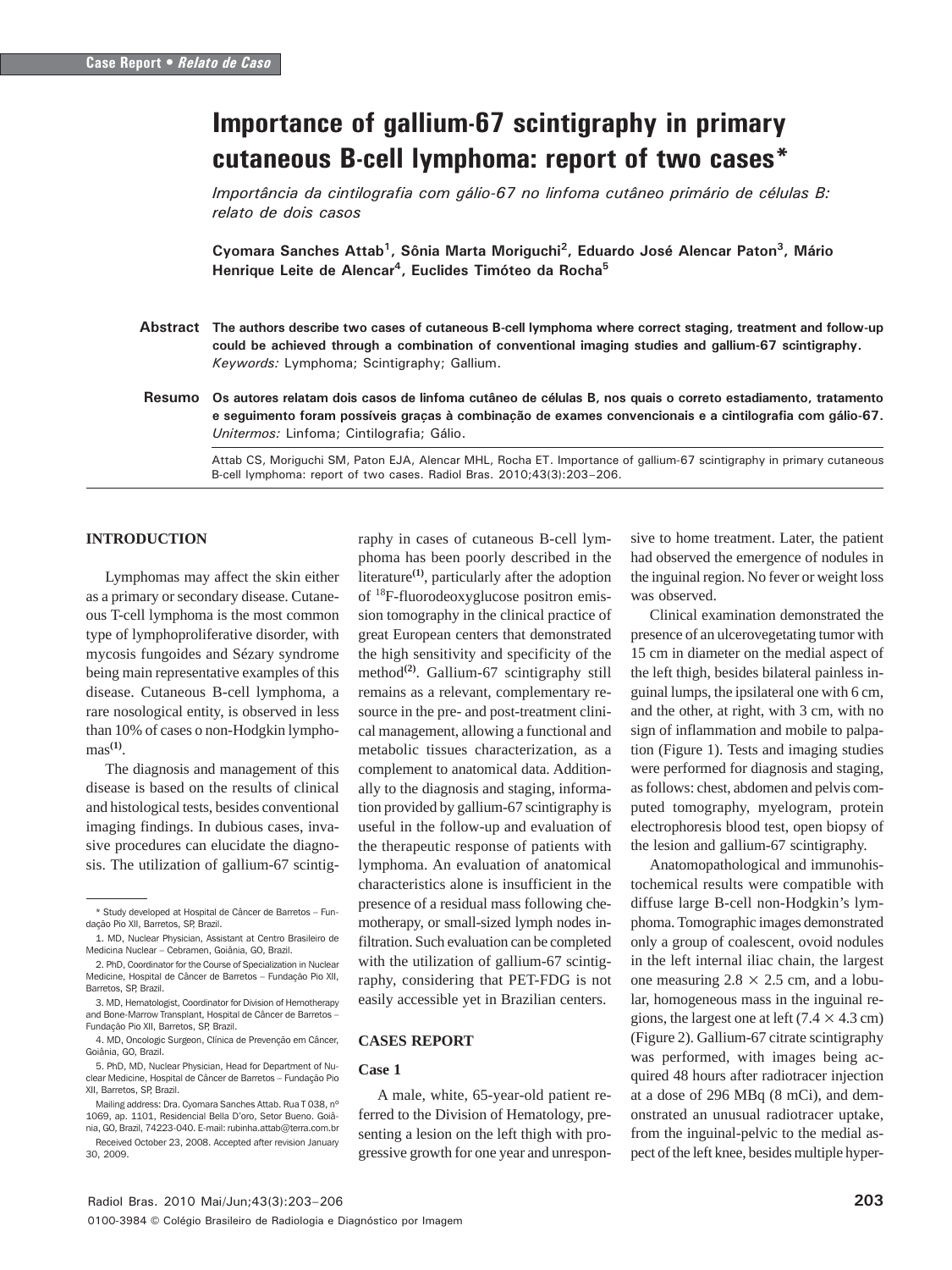Case Report • *Relato de Caso*

# Importance of gallium-67 scintigraphy in primary cutaneous B-cell lymphoma: report of two cases*

*Importância da cintilografia com gálio-67 no linfoma cutâneo primário de células B: relato de dois casos*

**Cyomara Sanches Attab[1], Sônia Marta Moriguchi[2], Eduardo José Alencar Paton[3], Mário Henrique Leite de Alencar[4], Euclides Timóteo da Rocha[5]**

**Abstract** **The authors describe two cases of cutaneous B-cell lymphoma where correct staging, treatment and follow-up could be achieved through a combination of conventional imaging studies and gallium-67 scintigraphy.**
*Keywords:* Lymphoma; Scintigraphy; Gallium.

**Resumo** **Os autores relatam dois casos de linfoma cutâneo de células B, nos quais o correto estadiamento, tratamento e seguimento foram possíveis graças à combinação de exames convencionais e a cintilografia com gálio-67.**
*Unitermos:* Linfoma; Cintilografia; Gálio.

Attab CS, Moriguchi SM, Paton EJA, Alencar MHL, Rocha ET. Importance of gallium-67 scintigraphy in primary cutaneous B-cell lymphoma: report of two cases. Radiol Bras. 2010;43(3):203–206.

## INTRODUCTION

Lymphomas may affect the skin either as a primary or secondary disease. Cutaneous T-cell lymphoma is the most common type of lymphoproliferative disorder, with mycosis fungoides and Sézary syndrome being main representative examples of this disease. Cutaneous B-cell lymphoma, a rare nosological entity, is observed in less than 10% of cases o non-Hodgkin lymphomas[1].

The diagnosis and management of this disease is based on the results of clinical and histological tests, besides conventional imaging findings. In dubious cases, invasive procedures can elucidate the diagnosis. The utilization of gallium-67 scintigraphy in cases of cutaneous B-cell lymphoma has been poorly described in the literature[1], particularly after the adoption of $^{18}$F-fluorodeoxyglucose positron emission tomography in the clinical practice of great European centers that demonstrated the high sensitivity and specificity of the method[2]. Gallium-67 scintigraphy still remains as a relevant, complementary resource in the pre- and post-treatment clinical management, allowing a functional and metabolic tissues characterization, as a complement to anatomical data. Additionally to the diagnosis and staging, information provided by gallium-67 scintigraphy is useful in the follow-up and evaluation of the therapeutic response of patients with lymphoma. An evaluation of anatomical characteristics alone is insufficient in the presence of a residual mass following chemotherapy, or small-sized lymph nodes infiltration. Such evaluation can be completed with the utilization of gallium-67 scintigraphy, considering that PET-FDG is not easily accessible yet in Brazilian centers.

## CASES REPORT

### Case 1

A male, white, 65-year-old patient referred to the Division of Hematology, presenting a lesion on the left thigh with progressive growth for one year and unresponsive to home treatment. Later, the patient had observed the emergence of nodules in the inguinal region. No fever or weight loss was observed.

Clinical examination demonstrated the presence of an ulcerovegetating tumor with 15 cm in diameter on the medial aspect of the left thigh, besides bilateral painless inguinal lumps, the ipsilateral one with 6 cm, and the other, at right, with 3 cm, with no sign of inflammation and mobile to palpation (Figure 1). Tests and imaging studies were performed for diagnosis and staging, as follows: chest, abdomen and pelvis computed tomography, myelogram, protein electrophoresis blood test, open biopsy of the lesion and gallium-67 scintigraphy.

Anatomopathological and immunohistochemical results were compatible with diffuse large B-cell non-Hodgkin's lymphoma. Tomographic images demonstrated only a group of coalescent, ovoid nodules in the left internal iliac chain, the largest one measuring 2.8 × 2.5 cm, and a lobular, homogeneous mass in the inguinal regions, the largest one at left (7.4 × 4.3 cm) (Figure 2). Gallium-67 citrate scintigraphy was performed, with images being acquired 48 hours after radiotracer injection at a dose of 296 MBq (8 mCi), and demonstrated an unusual radiotracer uptake, from the inguinal-pelvic to the medial aspect of the left knee, besides multiple hyper-

---

\* Study developed at Hospital de Câncer de Barretos – Fundação Pio XII, Barretos, SP, Brazil.

1. MD, Nuclear Physician, Assistant at Centro Brasileiro de Medicina Nuclear – Cebramen, Goiânia, GO, Brazil.

2. PhD, Coordinator for the Course of Specialization in Nuclear Medicine, Hospital de Câncer de Barretos – Fundação Pio XII, Barretos, SP, Brazil.

3. MD, Hematologist, Coordinator for Division of Hemotherapy and Bone-Marrow Transplant, Hospital de Câncer de Barretos – Fundação Pio XII, Barretos, SP, Brazil.

4. MD, Oncologic Surgeon, Clínica de Prevenção em Câncer, Goiânia, GO, Brazil.

5. PhD, MD, Nuclear Physician, Head for Department of Nuclear Medicine, Hospital de Câncer de Barretos – Fundação Pio XII, Barretos, SP, Brazil.

Mailing address: Dra. Cyomara Sanches Attab. Rua T 038, nº 1069, ap. 1101, Residencial Bella D'oro, Setor Bueno. Goiânia, GO, Brazil, 74223-040. E-mail: rubinha.attab@terra.com.br

Received October 23, 2008. Accepted after revision January 30, 2009.

0100-3984 © Colégio Brasileiro de Radiologia e Diagnóstico por Imagem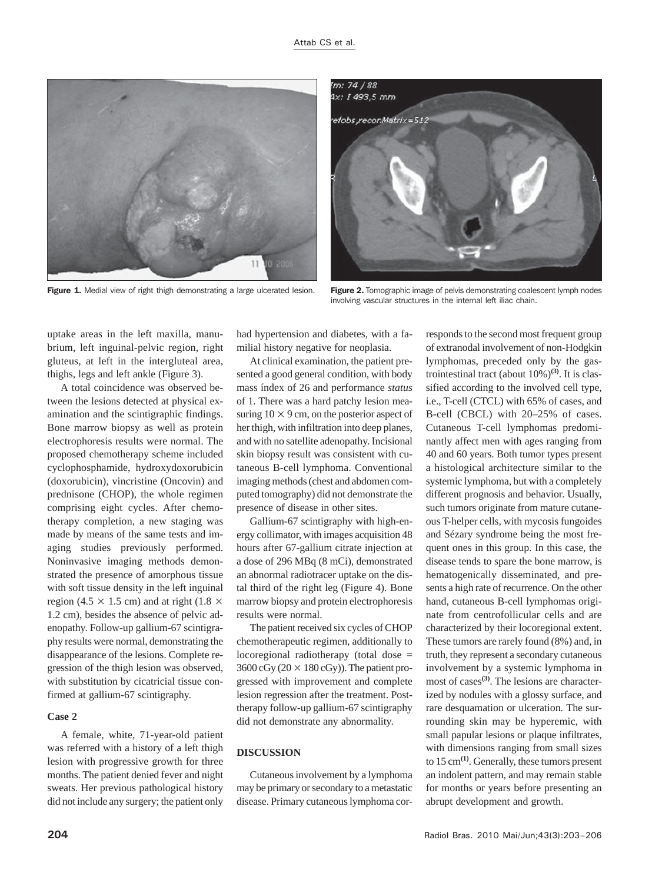Figure 1. Medial view of right thigh demonstrating a large ulcerated lesion.

Figure 2. Tomographic image of pelvis demonstrating coalescent lymph nodes involving vascular structures in the internal left iliac chain.

uptake areas in the left maxilla, manubrium, left inguinal-pelvic region, right gluteus, at left in the intergluteal area, thighs, legs and left ankle (Figure 3).

A total coincidence was observed between the lesions detected at physical examination and the scintigraphic findings. Bone marrow biopsy as well as protein electrophoresis results were normal. The proposed chemotherapy scheme included cyclophosphamide, hydroxydoxorubicin (doxorubicin), vincristine (Oncovin) and prednisone (CHOP), the whole regimen comprising eight cycles. After chemotherapy completion, a new staging was made by means of the same tests and imaging studies previously performed. Noninvasive imaging methods demonstrated the presence of amorphous tissue with soft tissue density in the left inguinal region ($4.5 \times 1.5$ cm) and at right ($1.8 \times 1.2$ cm), besides the absence of pelvic adenopathy. Follow-up gallium-67 scintigraphy results were normal, demonstrating the disappearance of the lesions. Complete regression of the thigh lesion was observed, with substitution by cicatricial tissue confirmed at gallium-67 scintigraphy.

### Case 2

A female, white, 71-year-old patient was referred with a history of a left thigh lesion with progressive growth for three months. The patient denied fever and night sweats. Her previous pathological history did not include any surgery; the patient only had hypertension and diabetes, with a familial history negative for neoplasia.

At clinical examination, the patient presented a good general condition, with body mass índex of 26 and performance *status* of 1. There was a hard patchy lesion measuring $10 \times 9$ cm, on the posterior aspect of her thigh, with infiltration into deep planes, and with no satellite adenopathy. Incisional skin biopsy result was consistent with cutaneous B-cell lymphoma. Conventional imaging methods (chest and abdomen computed tomography) did not demonstrate the presence of disease in other sites.

Gallium-67 scintigraphy with high-energy collimator, with images acquisition 48 hours after 67-gallium citrate injection at a dose of 296 MBq (8 mCi), demonstrated an abnormal radiotracer uptake on the distal third of the right leg (Figure 4). Bone marrow biopsy and protein electrophoresis results were normal.

The patient received six cycles of CHOP chemotherapeutic regimen, additionally to locoregional radiotherapy (total dose = 3600 cGy ($20 \times 180$ cGy)). The patient progressed with improvement and complete lesion regression after the treatment. Post-therapy follow-up gallium-67 scintigraphy did not demonstrate any abnormality.

## DISCUSSION

Cutaneous involvement by a lymphoma may be primary or secondary to a metastatic disease. Primary cutaneous lymphoma corresponds to the second most frequent group of extranodal involvement of non-Hodgkin lymphomas, preceded only by the gastrointestinal tract (about 10%)[3]. It is classified according to the involved cell type, i.e., T-cell (CTCL) with 65% of cases, and B-cell (CBCL) with 20–25% of cases. Cutaneous T-cell lymphomas predominantly affect men with ages ranging from 40 and 60 years. Both tumor types present a histological architecture similar to the systemic lymphoma, but with a completely different prognosis and behavior. Usually, such tumors originate from mature cutaneous T-helper cells, with mycosis fungoides and Sézary syndrome being the most frequent ones in this group. In this case, the disease tends to spare the bone marrow, is hematogenically disseminated, and presents a high rate of recurrence. On the other hand, cutaneous B-cell lymphomas originate from centrofollicular cells and are characterized by their locoregional extent. These tumors are rarely found (8%) and, in truth, they represent a secondary cutaneous involvement by a systemic lymphoma in most of cases[3]. The lesions are characterized by nodules with a glossy surface, and rare desquamation or ulceration. The surrounding skin may be hyperemic, with small papular lesions or plaque infiltrates, with dimensions ranging from small sizes to 15 cm[1]. Generally, these tumors present an indolent pattern, and may remain stable for months or years before presenting an abrupt development and growth.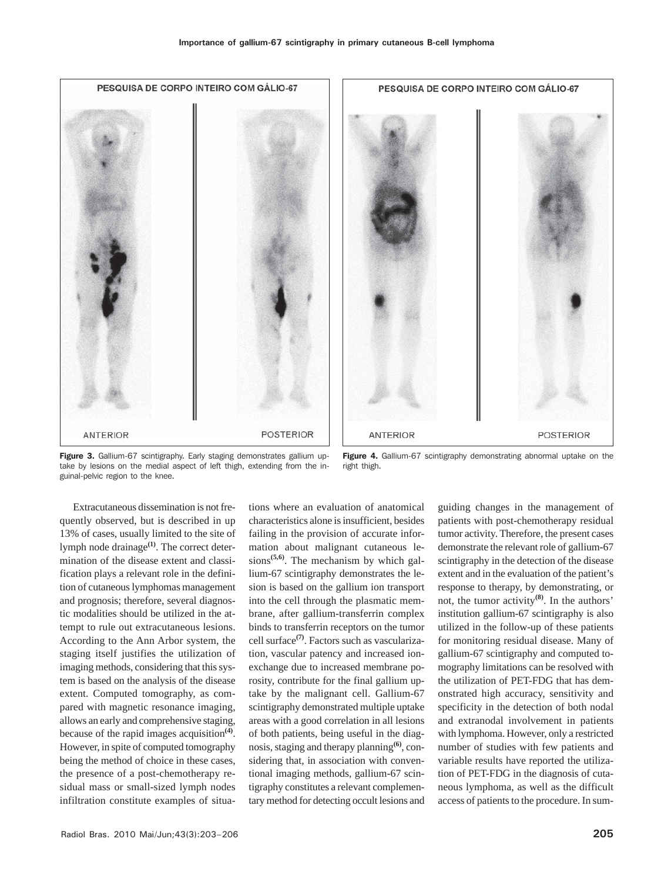Figure 3. Gallium-67 scintigraphy. Early staging demonstrates gallium uptake by lesions on the medial aspect of left thigh, extending from the inguinal-pelvic region to the knee.

Figure 4. Gallium-67 scintigraphy demonstrating abnormal uptake on the right thigh.

Extracutaneous dissemination is not frequently observed, but is described in up 13% of cases, usually limited to the site of lymph node drainage[1]. The correct determination of the disease extent and classification plays a relevant role in the definition of cutaneous lymphomas management and prognosis; therefore, several diagnostic modalities should be utilized in the attempt to rule out extracutaneous lesions. According to the Ann Arbor system, the staging itself justifies the utilization of imaging methods, considering that this system is based on the analysis of the disease extent. Computed tomography, as compared with magnetic resonance imaging, allows an early and comprehensive staging, because of the rapid images acquisition[4]. However, in spite of computed tomography being the method of choice in these cases, the presence of a post-chemotherapy residual mass or small-sized lymph nodes infiltration constitute examples of situations where an evaluation of anatomical characteristics alone is insufficient, besides failing in the provision of accurate information about malignant cutaneous lesions[5,6]. The mechanism by which gallium-67 scintigraphy demonstrates the lesion is based on the gallium ion transport into the cell through the plasmatic membrane, after gallium-transferrin complex binds to transferrin receptors on the tumor cell surface[7]. Factors such as vascularization, vascular patency and increased ion-exchange due to increased membrane porosity, contribute for the final gallium uptake by the malignant cell. Gallium-67 scintigraphy demonstrated multiple uptake areas with a good correlation in all lesions of both patients, being useful in the diagnosis, staging and therapy planning[6], considering that, in association with conventional imaging methods, gallium-67 scintigraphy constitutes a relevant complementary method for detecting occult lesions and guiding changes in the management of patients with post-chemotherapy residual tumor activity. Therefore, the present cases demonstrate the relevant role of gallium-67 scintigraphy in the detection of the disease extent and in the evaluation of the patient's response to therapy, by demonstrating, or not, the tumor activity[8]. In the authors' institution gallium-67 scintigraphy is also utilized in the follow-up of these patients for monitoring residual disease. Many of gallium-67 scintigraphy and computed tomography limitations can be resolved with the utilization of PET-FDG that has demonstrated high accuracy, sensitivity and specificity in the detection of both nodal and extranodal involvement in patients with lymphoma. However, only a restricted number of studies with few patients and variable results have reported the utilization of PET-FDG in the diagnosis of cutaneous lymphoma, as well as the difficult access of patients to the procedure. In sum-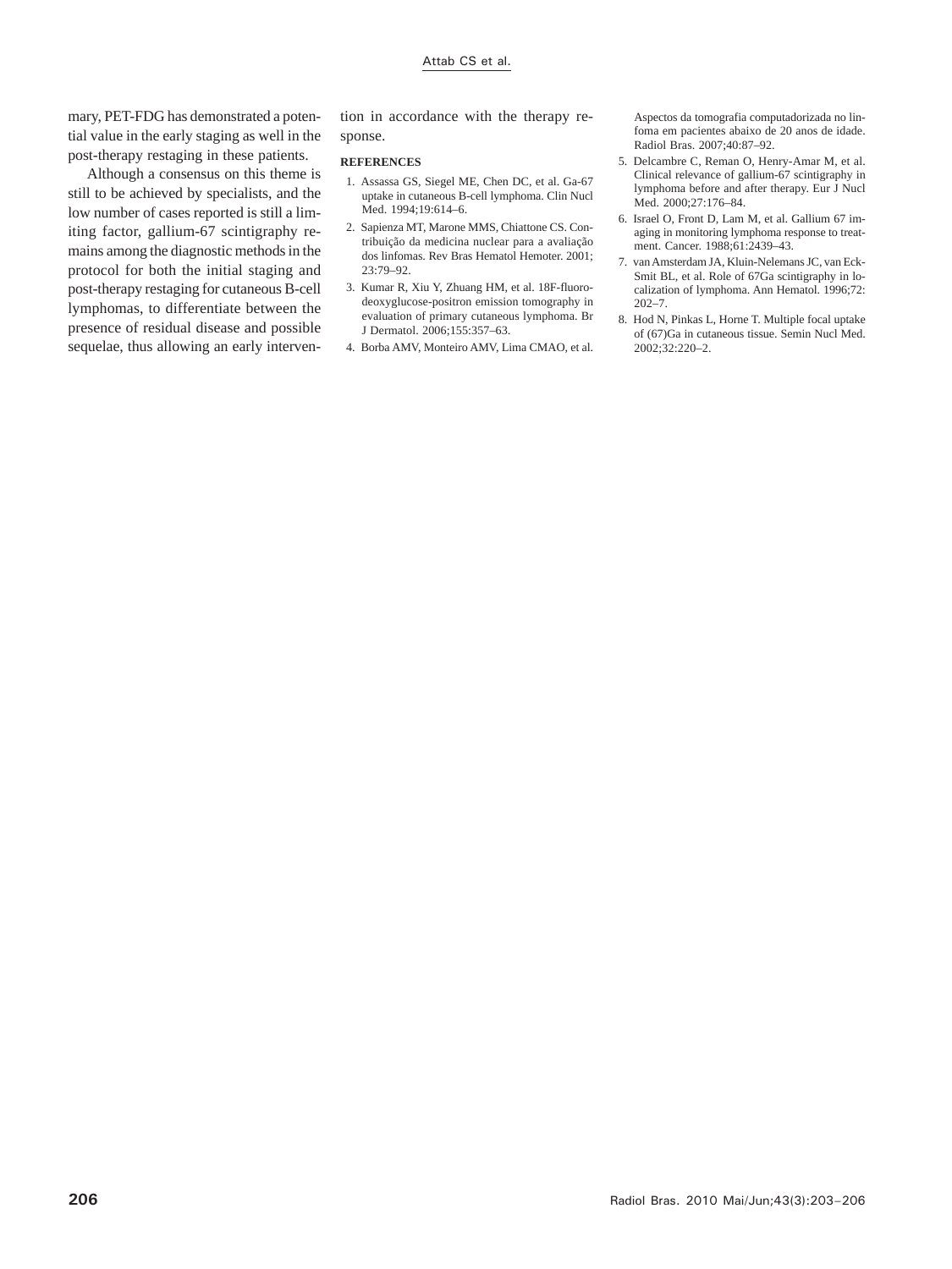mary, PET-FDG has demonstrated a potential value in the early staging as well in the post-therapy restaging in these patients.

Although a consensus on this theme is still to be achieved by specialists, and the low number of cases reported is still a limiting factor, gallium-67 scintigraphy remains among the diagnostic methods in the protocol for both the initial staging and post-therapy restaging for cutaneous B-cell lymphomas, to differentiate between the presence of residual disease and possible sequelae, thus allowing an early intervention in accordance with the therapy response.

## REFERENCES

1. Assassa GS, Siegel ME, Chen DC, et al. Ga-67 uptake in cutaneous B-cell lymphoma. Clin Nucl Med. 1994;19:614–6.
2. Sapienza MT, Marone MMS, Chiattone CS. Contribuição da medicina nuclear para a avaliação dos linfomas. Rev Bras Hematol Hemoter. 2001; 23:79–92.
3. Kumar R, Xiu Y, Zhuang HM, et al. 18F-fluorodeoxyglucose-positron emission tomography in evaluation of primary cutaneous lymphoma. Br J Dermatol. 2006;155:357–63.
4. Borba AMV, Monteiro AMV, Lima CMAO, et al. Aspectos da tomografia computadorizada no linfoma em pacientes abaixo de 20 anos de idade. Radiol Bras. 2007;40:87–92.
5. Delcambre C, Reman O, Henry-Amar M, et al. Clinical relevance of gallium-67 scintigraphy in lymphoma before and after therapy. Eur J Nucl Med. 2000;27:176–84.
6. Israel O, Front D, Lam M, et al. Gallium 67 imaging in monitoring lymphoma response to treatment. Cancer. 1988;61:2439–43.
7. van Amsterdam JA, Kluin-Nelemans JC, van Eck-Smit BL, et al. Role of 67Ga scintigraphy in localization of lymphoma. Ann Hematol. 1996;72: 202–7.
8. Hod N, Pinkas L, Horne T. Multiple focal uptake of (67)Ga in cutaneous tissue. Semin Nucl Med. 2002;32:220–2.